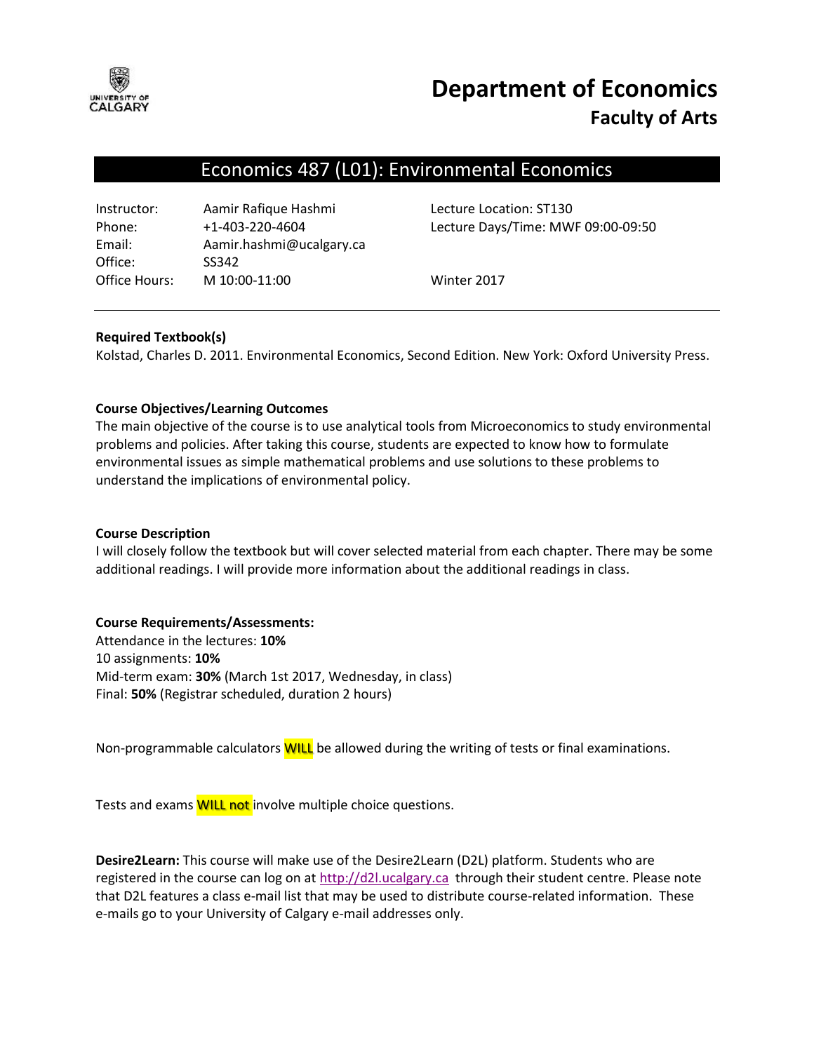# Department of Economics
## Faculty of Arts

## Economics 487 (L01): Environmental Economics

| | | |
|---|---|---|
| Instructor: | Aamir Rafique Hashmi | Lecture Location: ST130 |
| Phone: | +1-403-220-4604 | Lecture Days/Time: MWF 09:00-09:50 |
| Email: | Aamir.hashmi@ucalgary.ca | |
| Office: | SS342 | |
| Office Hours: | M 10:00-11:00 | Winter 2017 |

**Required Textbook(s)**

Kolstad, Charles D. 2011. Environmental Economics, Second Edition. New York: Oxford University Press.

**Course Objectives/Learning Outcomes**

The main objective of the course is to use analytical tools from Microeconomics to study environmental problems and policies. After taking this course, students are expected to know how to formulate environmental issues as simple mathematical problems and use solutions to these problems to understand the implications of environmental policy.

**Course Description**

I will closely follow the textbook but will cover selected material from each chapter. There may be some additional readings. I will provide more information about the additional readings in class.

**Course Requirements/Assessments:**

Attendance in the lectures: **10%**
10 assignments: **10%**
Mid-term exam: **30%** (March 1st 2017, Wednesday, in class)
Final: **50%** (Registrar scheduled, duration 2 hours)

Non-programmable calculators WILL be allowed during the writing of tests or final examinations.

Tests and exams WILL not involve multiple choice questions.

**Desire2Learn:** This course will make use of the Desire2Learn (D2L) platform. Students who are registered in the course can log on at http://d2l.ucalgary.ca through their student centre. Please note that D2L features a class e-mail list that may be used to distribute course-related information. These e-mails go to your University of Calgary e-mail addresses only.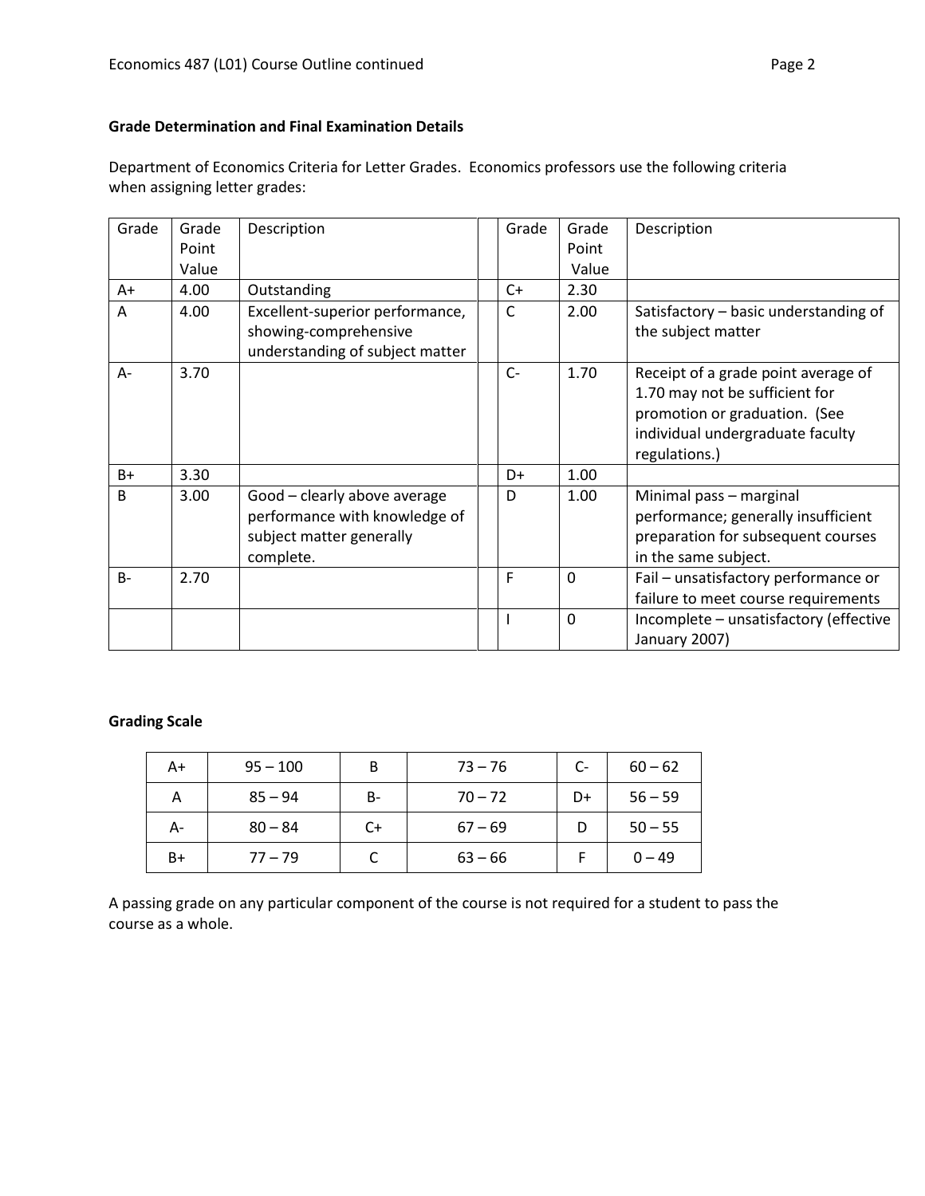**Grade Determination and Final Examination Details**

Department of Economics Criteria for Letter Grades. Economics professors use the following criteria when assigning letter grades:

| Grade | Grade Point Value | Description | | Grade | Grade Point Value | Description |
|---|---|---|---|---|---|---|
| A+ | 4.00 | Outstanding | | C+ | 2.30 | |
| A | 4.00 | Excellent-superior performance, showing-comprehensive understanding of subject matter | | C | 2.00 | Satisfactory – basic understanding of the subject matter |
| A- | 3.70 | | | C- | 1.70 | Receipt of a grade point average of 1.70 may not be sufficient for promotion or graduation. (See individual undergraduate faculty regulations.) |
| B+ | 3.30 | | | D+ | 1.00 | |
| B | 3.00 | Good – clearly above average performance with knowledge of subject matter generally complete. | | D | 1.00 | Minimal pass – marginal performance; generally insufficient preparation for subsequent courses in the same subject. |
| B- | 2.70 | | | F | 0 | Fail – unsatisfactory performance or failure to meet course requirements |
| | | | | I | 0 | Incomplete – unsatisfactory (effective January 2007) |

**Grading Scale**

| A+ | 95 – 100 | B | 73 – 76 | C- | 60 – 62 |
|---|---|---|---|---|---|
| A | 85 – 94 | B- | 70 – 72 | D+ | 56 – 59 |
| A- | 80 – 84 | C+ | 67 – 69 | D | 50 – 55 |
| B+ | 77 – 79 | C | 63 – 66 | F | 0 – 49 |

A passing grade on any particular component of the course is not required for a student to pass the course as a whole.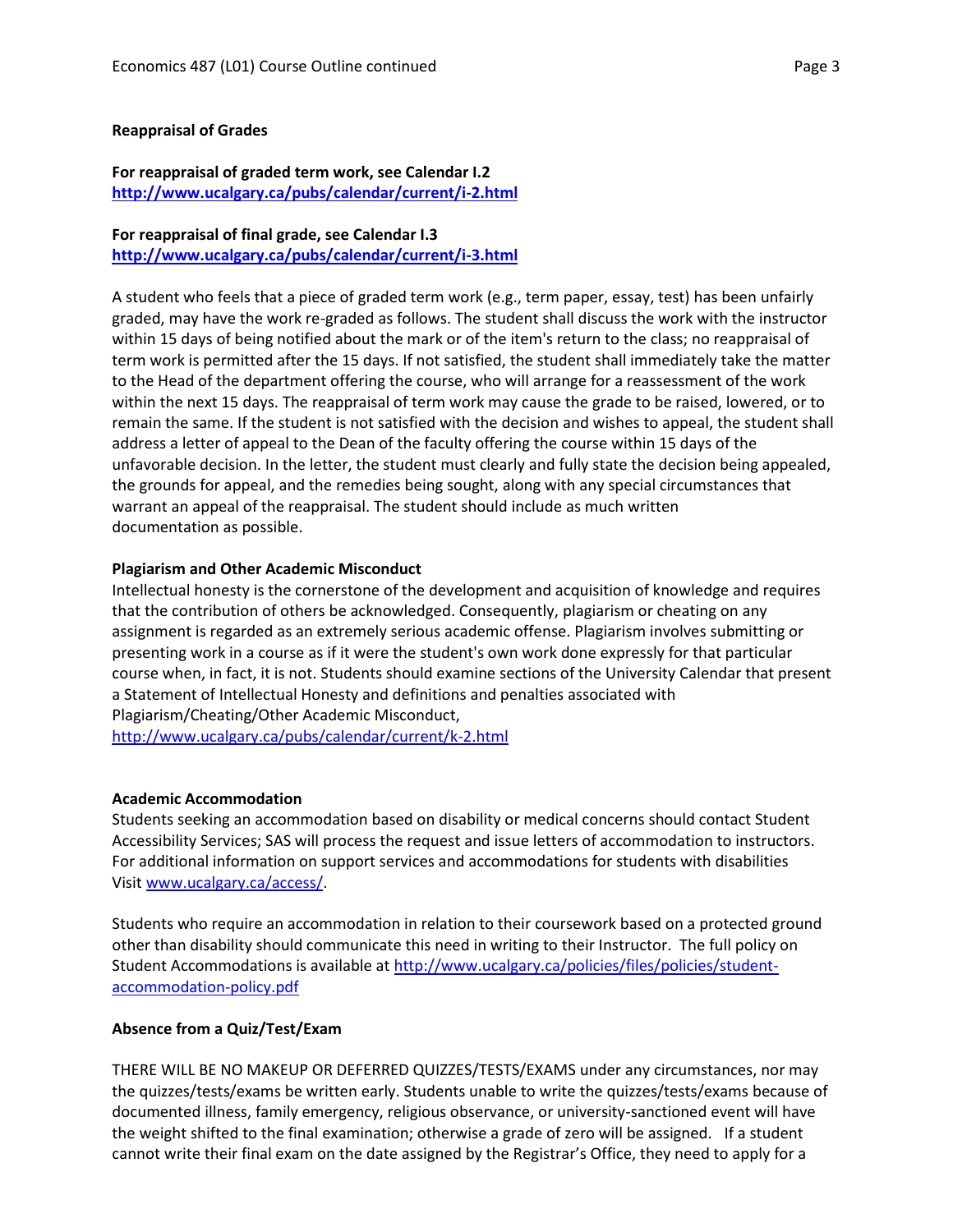**Reappraisal of Grades**

**For reappraisal of graded term work, see Calendar I.2**
**http://www.ucalgary.ca/pubs/calendar/current/i-2.html**

**For reappraisal of final grade, see Calendar I.3**
**http://www.ucalgary.ca/pubs/calendar/current/i-3.html**

A student who feels that a piece of graded term work (e.g., term paper, essay, test) has been unfairly graded, may have the work re-graded as follows. The student shall discuss the work with the instructor within 15 days of being notified about the mark or of the item's return to the class; no reappraisal of term work is permitted after the 15 days. If not satisfied, the student shall immediately take the matter to the Head of the department offering the course, who will arrange for a reassessment of the work within the next 15 days. The reappraisal of term work may cause the grade to be raised, lowered, or to remain the same. If the student is not satisfied with the decision and wishes to appeal, the student shall address a letter of appeal to the Dean of the faculty offering the course within 15 days of the unfavorable decision. In the letter, the student must clearly and fully state the decision being appealed, the grounds for appeal, and the remedies being sought, along with any special circumstances that warrant an appeal of the reappraisal. The student should include as much written documentation as possible.

**Plagiarism and Other Academic Misconduct**

Intellectual honesty is the cornerstone of the development and acquisition of knowledge and requires that the contribution of others be acknowledged. Consequently, plagiarism or cheating on any assignment is regarded as an extremely serious academic offense. Plagiarism involves submitting or presenting work in a course as if it were the student's own work done expressly for that particular course when, in fact, it is not. Students should examine sections of the University Calendar that present a Statement of Intellectual Honesty and definitions and penalties associated with Plagiarism/Cheating/Other Academic Misconduct,
http://www.ucalgary.ca/pubs/calendar/current/k-2.html

**Academic Accommodation**

Students seeking an accommodation based on disability or medical concerns should contact Student Accessibility Services; SAS will process the request and issue letters of accommodation to instructors. For additional information on support services and accommodations for students with disabilities Visit www.ucalgary.ca/access/.

Students who require an accommodation in relation to their coursework based on a protected ground other than disability should communicate this need in writing to their Instructor. The full policy on Student Accommodations is available at http://www.ucalgary.ca/policies/files/policies/student-accommodation-policy.pdf

**Absence from a Quiz/Test/Exam**

THERE WILL BE NO MAKEUP OR DEFERRED QUIZZES/TESTS/EXAMS under any circumstances, nor may the quizzes/tests/exams be written early. Students unable to write the quizzes/tests/exams because of documented illness, family emergency, religious observance, or university-sanctioned event will have the weight shifted to the final examination; otherwise a grade of zero will be assigned. If a student cannot write their final exam on the date assigned by the Registrar's Office, they need to apply for a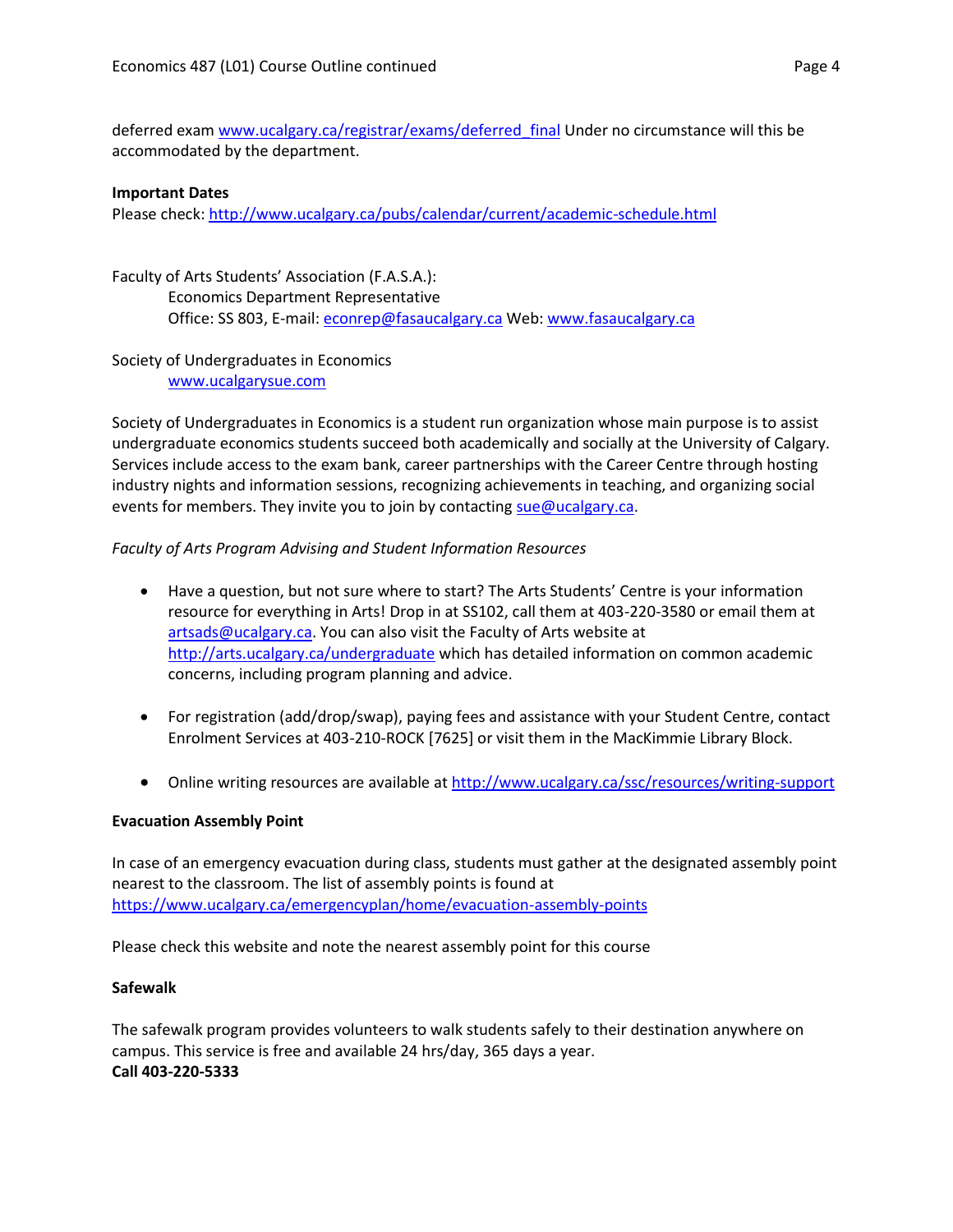deferred exam www.ucalgary.ca/registrar/exams/deferred_final Under no circumstance will this be accommodated by the department.

**Important Dates**
Please check: http://www.ucalgary.ca/pubs/calendar/current/academic-schedule.html

Faculty of Arts Students' Association (F.A.S.A.):
Economics Department Representative
Office: SS 803, E-mail: econrep@fasaucalgary.ca Web: www.fasaucalgary.ca

Society of Undergraduates in Economics
www.ucalgarysue.com

Society of Undergraduates in Economics is a student run organization whose main purpose is to assist undergraduate economics students succeed both academically and socially at the University of Calgary. Services include access to the exam bank, career partnerships with the Career Centre through hosting industry nights and information sessions, recognizing achievements in teaching, and organizing social events for members. They invite you to join by contacting sue@ucalgary.ca.

*Faculty of Arts Program Advising and Student Information Resources*

- Have a question, but not sure where to start? The Arts Students' Centre is your information resource for everything in Arts! Drop in at SS102, call them at 403-220-3580 or email them at artsads@ucalgary.ca. You can also visit the Faculty of Arts website at http://arts.ucalgary.ca/undergraduate which has detailed information on common academic concerns, including program planning and advice.

- For registration (add/drop/swap), paying fees and assistance with your Student Centre, contact Enrolment Services at 403-210-ROCK [7625] or visit them in the MacKimmie Library Block.

- Online writing resources are available at http://www.ucalgary.ca/ssc/resources/writing-support

**Evacuation Assembly Point**

In case of an emergency evacuation during class, students must gather at the designated assembly point nearest to the classroom. The list of assembly points is found at https://www.ucalgary.ca/emergencyplan/home/evacuation-assembly-points

Please check this website and note the nearest assembly point for this course

**Safewalk**

The safewalk program provides volunteers to walk students safely to their destination anywhere on campus. This service is free and available 24 hrs/day, 365 days a year.
**Call 403-220-5333**